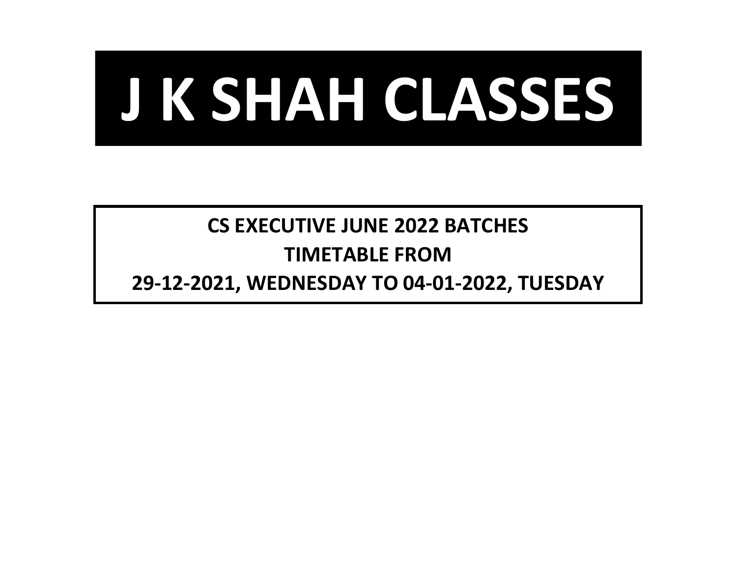# J K SHAH CLASSES

**CS EXECUTIVE JUNE 2022 BATCHES**

**TIMETABLE FROM**

**29-12-2021, WEDNESDAY TO 04-01-2022, TUESDAY**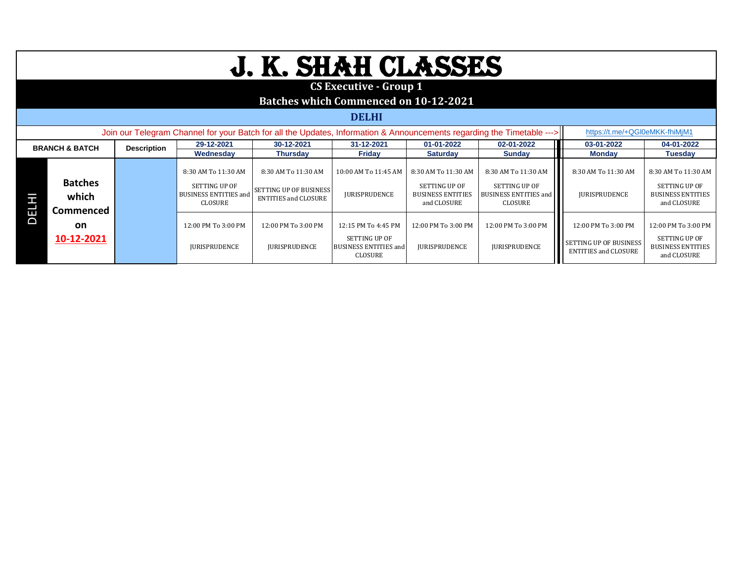# J. K. SHAH CLASSES

## CS Executive - Group 1

## Batches which Commenced on 10-12-2021

### DELHI

Join our Telegram Channel for your Batch for all the Updates, Information & Announcements regarding the Timetable ---> https://t.me/+QGl0eMKK-fhiMjM1

| BRANCH & BATCH | | Description | 29-12-2021 | 30-12-2021 | 31-12-2021 | 01-01-2022 | 02-01-2022 | 03-01-2022 | 04-01-2022 |
|---|---|---|---|---|---|---|---|---|---|
| | | | Wednesday | Thursday | Friday | Saturday | Sunday | Monday | Tuesday |
| DELHI | Batches which Commenced on 10-12-2021 | | 8:30 AM To 11:30 AM SETTING UP OF BUSINESS ENTITIES and CLOSURE | 8:30 AM To 11:30 AM SETTING UP OF BUSINESS ENTITIES and CLOSURE | 10:00 AM To 11:45 AM JURISPRUDENCE | 8:30 AM To 11:30 AM SETTING UP OF BUSINESS ENTITIES and CLOSURE | 8:30 AM To 11:30 AM SETTING UP OF BUSINESS ENTITIES and CLOSURE | 8:30 AM To 11:30 AM JURISPRUDENCE | 8:30 AM To 11:30 AM SETTING UP OF BUSINESS ENTITIES and CLOSURE |
| | | | 12:00 PM To 3:00 PM JURISPRUDENCE | 12:00 PM To 3:00 PM JURISPRUDENCE | 12:15 PM To 4:45 PM SETTING UP OF BUSINESS ENTITIES and CLOSURE | 12:00 PM To 3:00 PM JURISPRUDENCE | 12:00 PM To 3:00 PM JURISPRUDENCE | 12:00 PM To 3:00 PM SETTING UP OF BUSINESS ENTITIES and CLOSURE | 12:00 PM To 3:00 PM SETTING UP OF BUSINESS ENTITIES and CLOSURE |